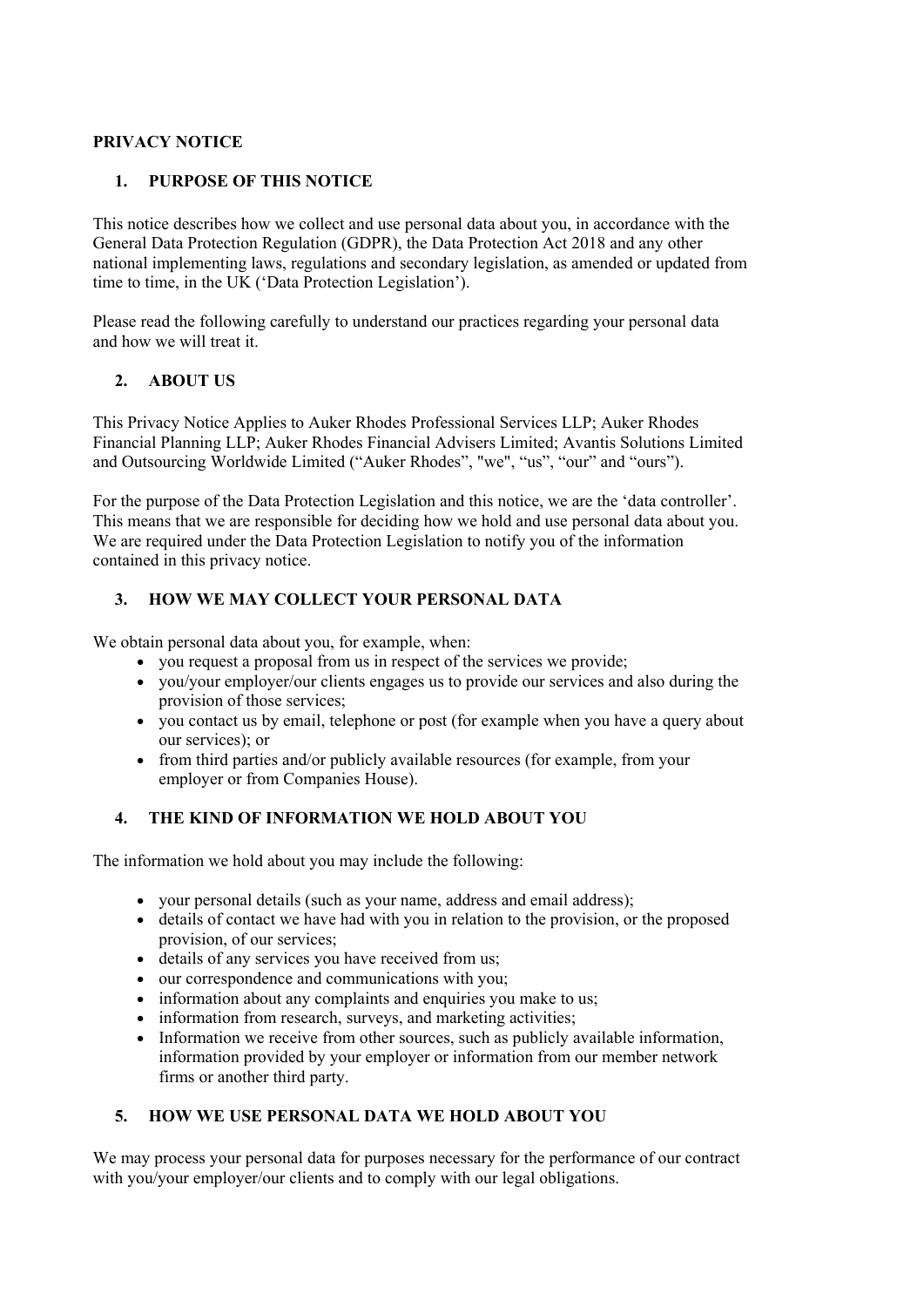# PRIVACY NOTICE

## 1. PURPOSE OF THIS NOTICE

This notice describes how we collect and use personal data about you, in accordance with the General Data Protection Regulation (GDPR), the Data Protection Act 2018 and any other national implementing laws, regulations and secondary legislation, as amended or updated from time to time, in the UK ('Data Protection Legislation').

Please read the following carefully to understand our practices regarding your personal data and how we will treat it.

## 2. ABOUT US

This Privacy Notice Applies to Auker Rhodes Professional Services LLP; Auker Rhodes Financial Planning LLP; Auker Rhodes Financial Advisers Limited; Avantis Solutions Limited and Outsourcing Worldwide Limited ("Auker Rhodes", "we", "us", "our" and "ours").

For the purpose of the Data Protection Legislation and this notice, we are the 'data controller'. This means that we are responsible for deciding how we hold and use personal data about you. We are required under the Data Protection Legislation to notify you of the information contained in this privacy notice.

## 3. HOW WE MAY COLLECT YOUR PERSONAL DATA

We obtain personal data about you, for example, when:

- you request a proposal from us in respect of the services we provide;
- you/your employer/our clients engages us to provide our services and also during the provision of those services;
- you contact us by email, telephone or post (for example when you have a query about our services); or
- from third parties and/or publicly available resources (for example, from your employer or from Companies House).

## 4. THE KIND OF INFORMATION WE HOLD ABOUT YOU

The information we hold about you may include the following:

- your personal details (such as your name, address and email address);
- details of contact we have had with you in relation to the provision, or the proposed provision, of our services;
- details of any services you have received from us;
- our correspondence and communications with you;
- information about any complaints and enquiries you make to us;
- information from research, surveys, and marketing activities;
- Information we receive from other sources, such as publicly available information, information provided by your employer or information from our member network firms or another third party.

## 5. HOW WE USE PERSONAL DATA WE HOLD ABOUT YOU

We may process your personal data for purposes necessary for the performance of our contract with you/your employer/our clients and to comply with our legal obligations.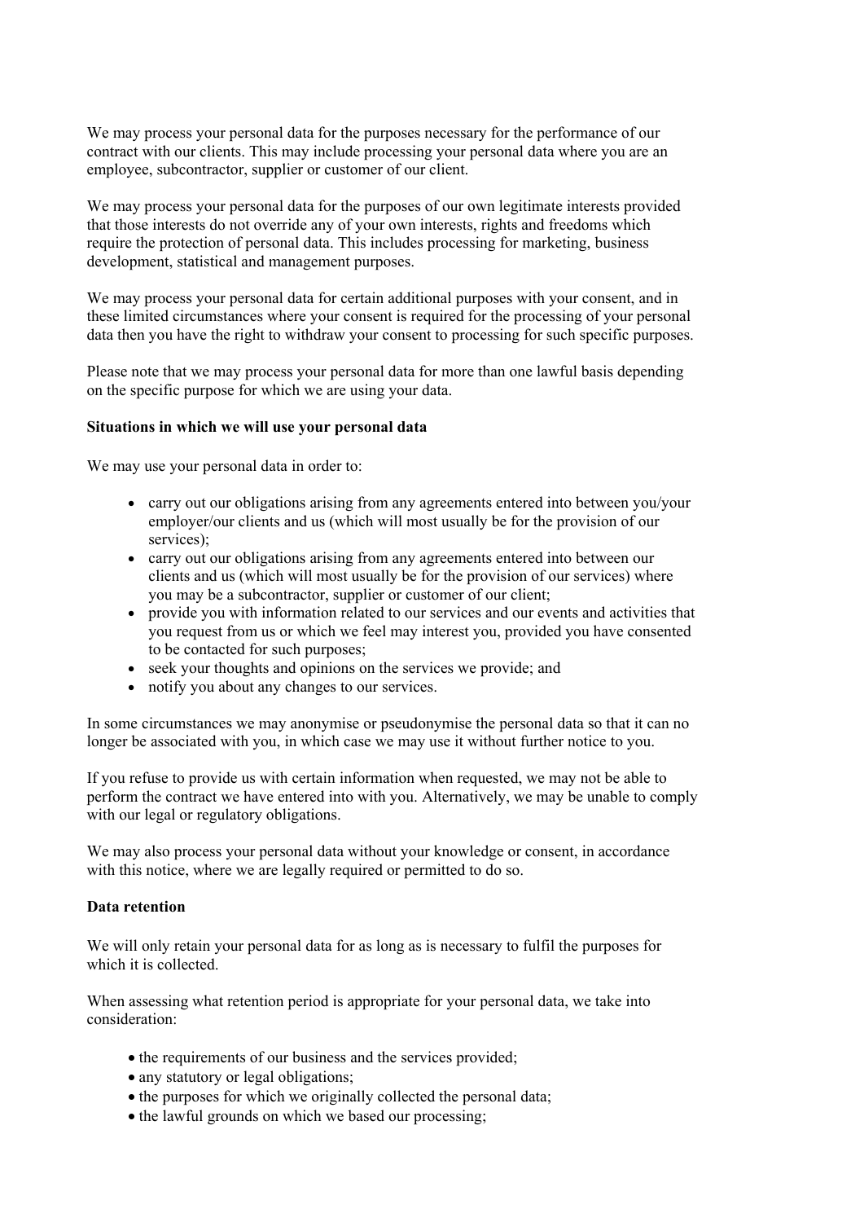We may process your personal data for the purposes necessary for the performance of our contract with our clients. This may include processing your personal data where you are an employee, subcontractor, supplier or customer of our client.

We may process your personal data for the purposes of our own legitimate interests provided that those interests do not override any of your own interests, rights and freedoms which require the protection of personal data. This includes processing for marketing, business development, statistical and management purposes.

We may process your personal data for certain additional purposes with your consent, and in these limited circumstances where your consent is required for the processing of your personal data then you have the right to withdraw your consent to processing for such specific purposes.

Please note that we may process your personal data for more than one lawful basis depending on the specific purpose for which we are using your data.

**Situations in which we will use your personal data**

We may use your personal data in order to:

- carry out our obligations arising from any agreements entered into between you/your employer/our clients and us (which will most usually be for the provision of our services);
- carry out our obligations arising from any agreements entered into between our clients and us (which will most usually be for the provision of our services) where you may be a subcontractor, supplier or customer of our client;
- provide you with information related to our services and our events and activities that you request from us or which we feel may interest you, provided you have consented to be contacted for such purposes;
- seek your thoughts and opinions on the services we provide; and
- notify you about any changes to our services.

In some circumstances we may anonymise or pseudonymise the personal data so that it can no longer be associated with you, in which case we may use it without further notice to you.

If you refuse to provide us with certain information when requested, we may not be able to perform the contract we have entered into with you. Alternatively, we may be unable to comply with our legal or regulatory obligations.

We may also process your personal data without your knowledge or consent, in accordance with this notice, where we are legally required or permitted to do so.

**Data retention**

We will only retain your personal data for as long as is necessary to fulfil the purposes for which it is collected.

When assessing what retention period is appropriate for your personal data, we take into consideration:

- the requirements of our business and the services provided;
- any statutory or legal obligations;
- the purposes for which we originally collected the personal data;
- the lawful grounds on which we based our processing;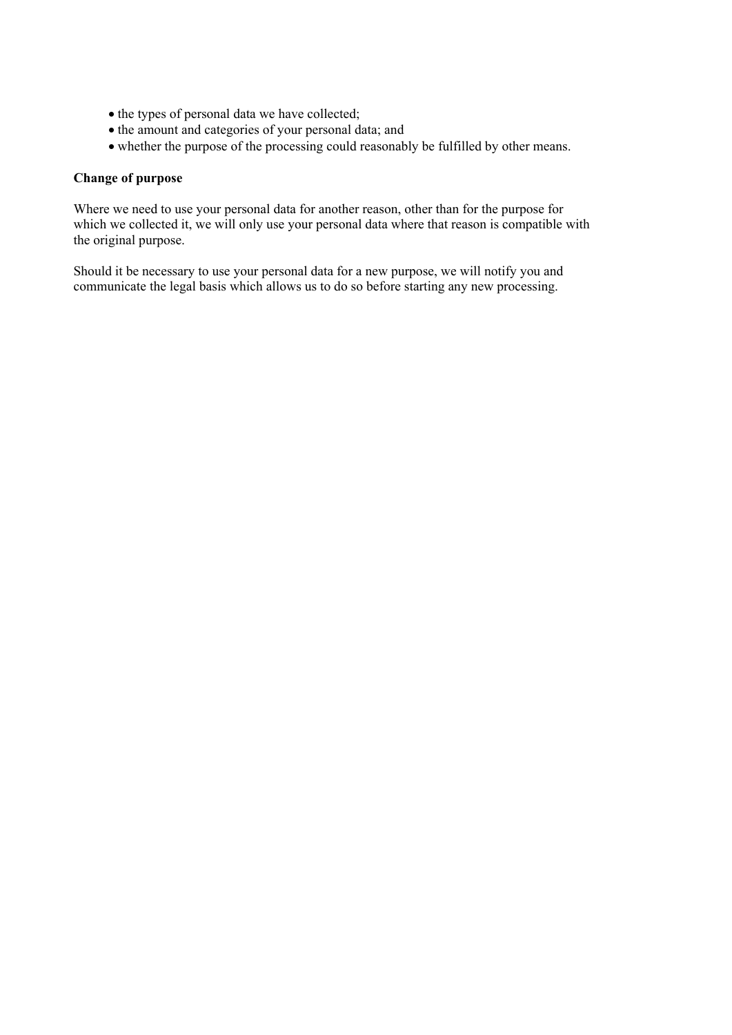- the types of personal data we have collected;
- the amount and categories of your personal data; and
- whether the purpose of the processing could reasonably be fulfilled by other means.

**Change of purpose**

Where we need to use your personal data for another reason, other than for the purpose for which we collected it, we will only use your personal data where that reason is compatible with the original purpose.

Should it be necessary to use your personal data for a new purpose, we will notify you and communicate the legal basis which allows us to do so before starting any new processing.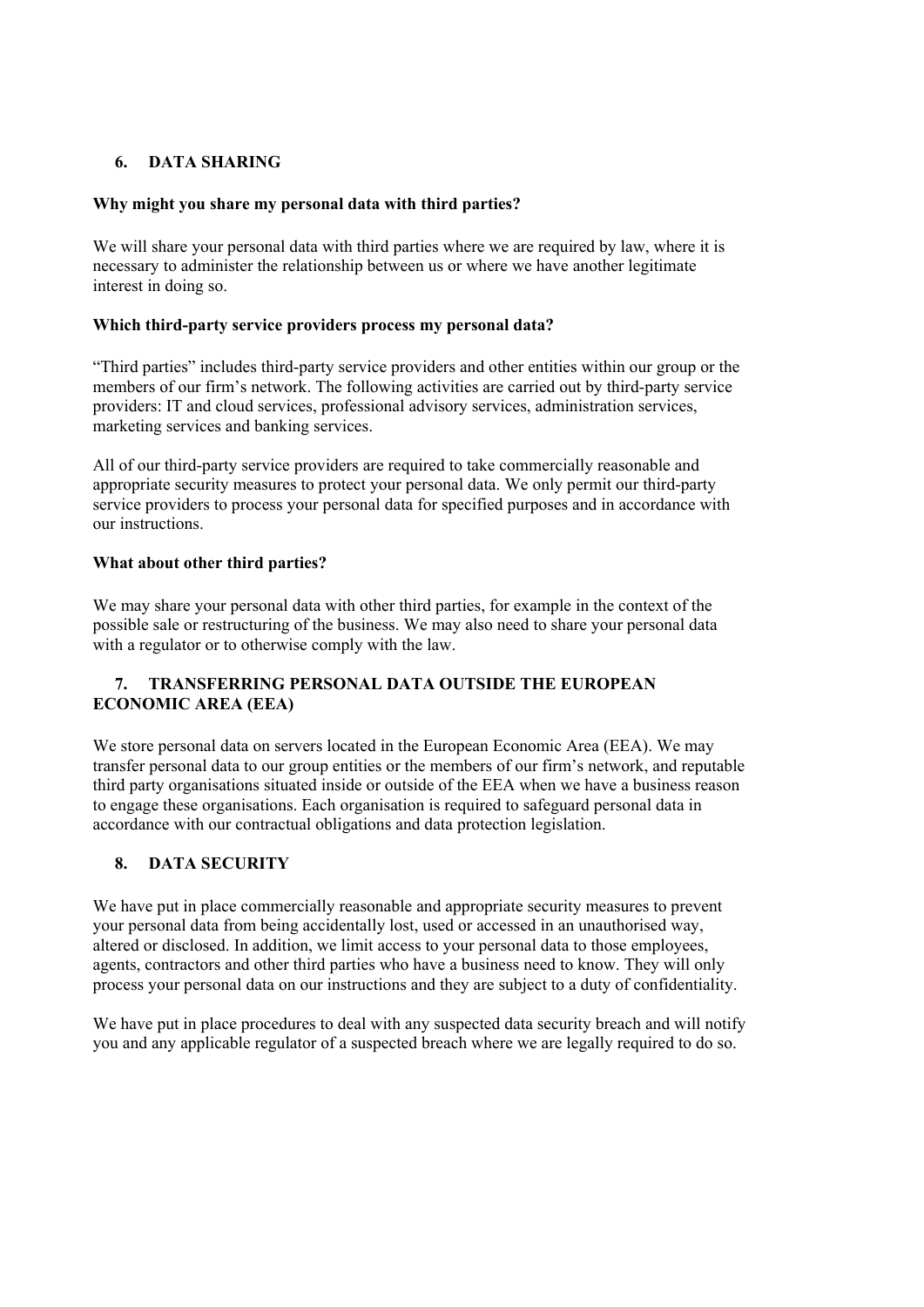## 6. DATA SHARING

**Why might you share my personal data with third parties?**

We will share your personal data with third parties where we are required by law, where it is necessary to administer the relationship between us or where we have another legitimate interest in doing so.

**Which third-party service providers process my personal data?**

"Third parties" includes third-party service providers and other entities within our group or the members of our firm's network. The following activities are carried out by third-party service providers: IT and cloud services, professional advisory services, administration services, marketing services and banking services.

All of our third-party service providers are required to take commercially reasonable and appropriate security measures to protect your personal data. We only permit our third-party service providers to process your personal data for specified purposes and in accordance with our instructions.

**What about other third parties?**

We may share your personal data with other third parties, for example in the context of the possible sale or restructuring of the business. We may also need to share your personal data with a regulator or to otherwise comply with the law.

## 7. TRANSFERRING PERSONAL DATA OUTSIDE THE EUROPEAN ECONOMIC AREA (EEA)

We store personal data on servers located in the European Economic Area (EEA). We may transfer personal data to our group entities or the members of our firm's network, and reputable third party organisations situated inside or outside of the EEA when we have a business reason to engage these organisations. Each organisation is required to safeguard personal data in accordance with our contractual obligations and data protection legislation.

## 8. DATA SECURITY

We have put in place commercially reasonable and appropriate security measures to prevent your personal data from being accidentally lost, used or accessed in an unauthorised way, altered or disclosed. In addition, we limit access to your personal data to those employees, agents, contractors and other third parties who have a business need to know. They will only process your personal data on our instructions and they are subject to a duty of confidentiality.

We have put in place procedures to deal with any suspected data security breach and will notify you and any applicable regulator of a suspected breach where we are legally required to do so.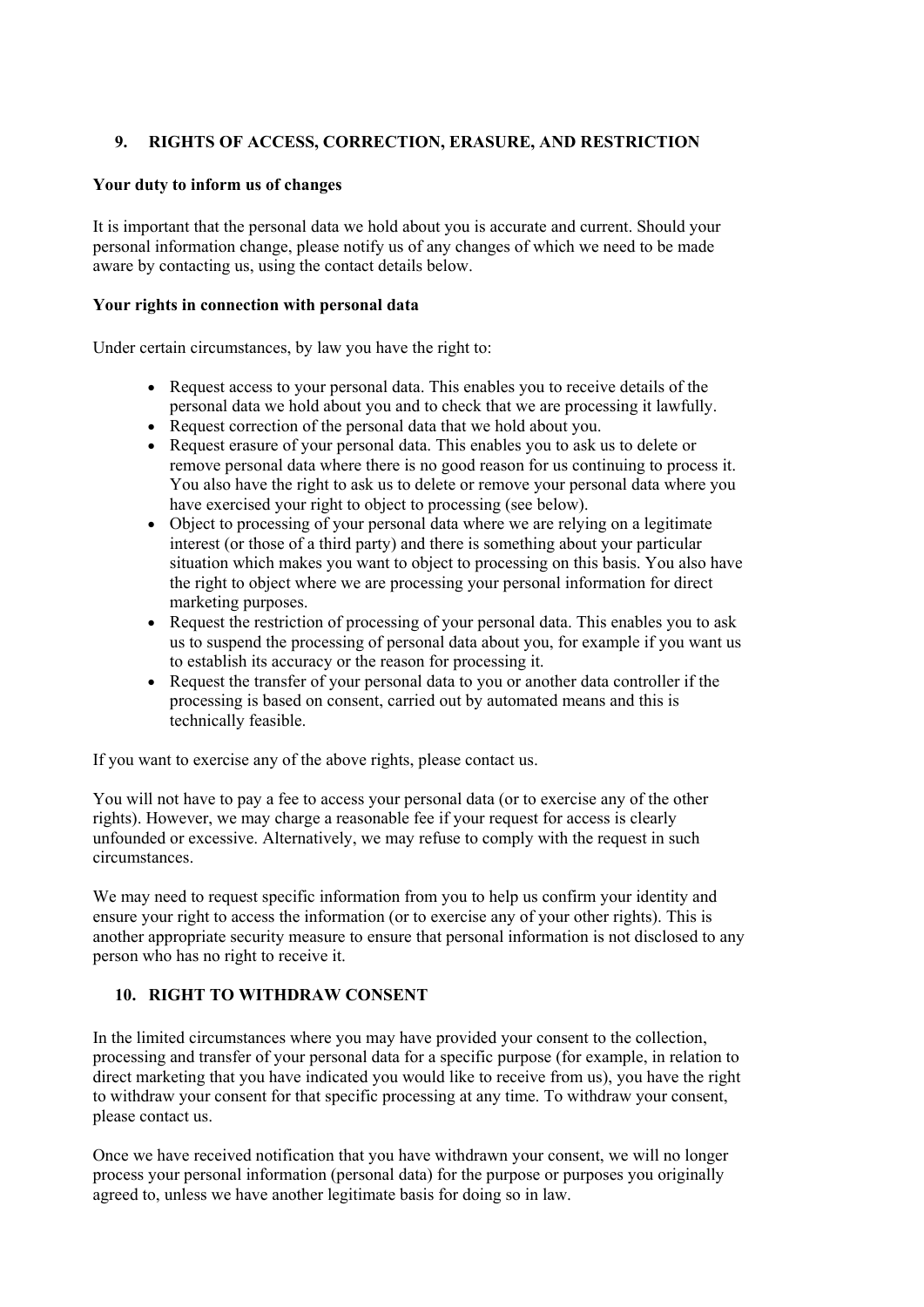## 9. RIGHTS OF ACCESS, CORRECTION, ERASURE, AND RESTRICTION

**Your duty to inform us of changes**

It is important that the personal data we hold about you is accurate and current. Should your personal information change, please notify us of any changes of which we need to be made aware by contacting us, using the contact details below.

**Your rights in connection with personal data**

Under certain circumstances, by law you have the right to:

- Request access to your personal data. This enables you to receive details of the personal data we hold about you and to check that we are processing it lawfully.
- Request correction of the personal data that we hold about you.
- Request erasure of your personal data. This enables you to ask us to delete or remove personal data where there is no good reason for us continuing to process it. You also have the right to ask us to delete or remove your personal data where you have exercised your right to object to processing (see below).
- Object to processing of your personal data where we are relying on a legitimate interest (or those of a third party) and there is something about your particular situation which makes you want to object to processing on this basis. You also have the right to object where we are processing your personal information for direct marketing purposes.
- Request the restriction of processing of your personal data. This enables you to ask us to suspend the processing of personal data about you, for example if you want us to establish its accuracy or the reason for processing it.
- Request the transfer of your personal data to you or another data controller if the processing is based on consent, carried out by automated means and this is technically feasible.

If you want to exercise any of the above rights, please contact us.

You will not have to pay a fee to access your personal data (or to exercise any of the other rights). However, we may charge a reasonable fee if your request for access is clearly unfounded or excessive. Alternatively, we may refuse to comply with the request in such circumstances.

We may need to request specific information from you to help us confirm your identity and ensure your right to access the information (or to exercise any of your other rights). This is another appropriate security measure to ensure that personal information is not disclosed to any person who has no right to receive it.

## 10. RIGHT TO WITHDRAW CONSENT

In the limited circumstances where you may have provided your consent to the collection, processing and transfer of your personal data for a specific purpose (for example, in relation to direct marketing that you have indicated you would like to receive from us), you have the right to withdraw your consent for that specific processing at any time. To withdraw your consent, please contact us.

Once we have received notification that you have withdrawn your consent, we will no longer process your personal information (personal data) for the purpose or purposes you originally agreed to, unless we have another legitimate basis for doing so in law.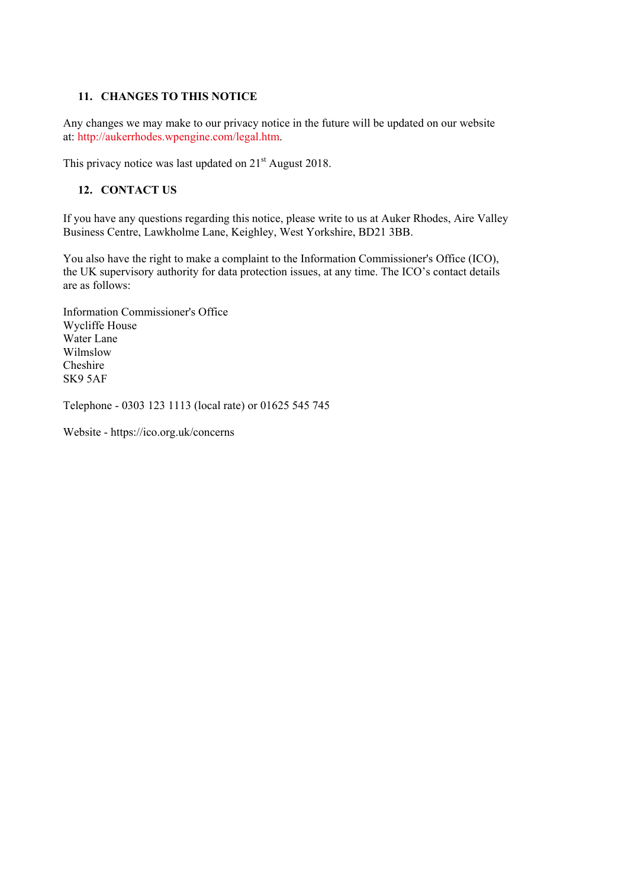## 11. CHANGES TO THIS NOTICE

Any changes we may make to our privacy notice in the future will be updated on our website at: http://aukerrhodes.wpengine.com/legal.htm.

This privacy notice was last updated on 21st August 2018.

## 12. CONTACT US

If you have any questions regarding this notice, please write to us at Auker Rhodes, Aire Valley Business Centre, Lawkholme Lane, Keighley, West Yorkshire, BD21 3BB.

You also have the right to make a complaint to the Information Commissioner's Office (ICO), the UK supervisory authority for data protection issues, at any time. The ICO's contact details are as follows:

Information Commissioner's Office
Wycliffe House
Water Lane
Wilmslow
Cheshire
SK9 5AF

Telephone - 0303 123 1113 (local rate) or 01625 545 745

Website - https://ico.org.uk/concerns